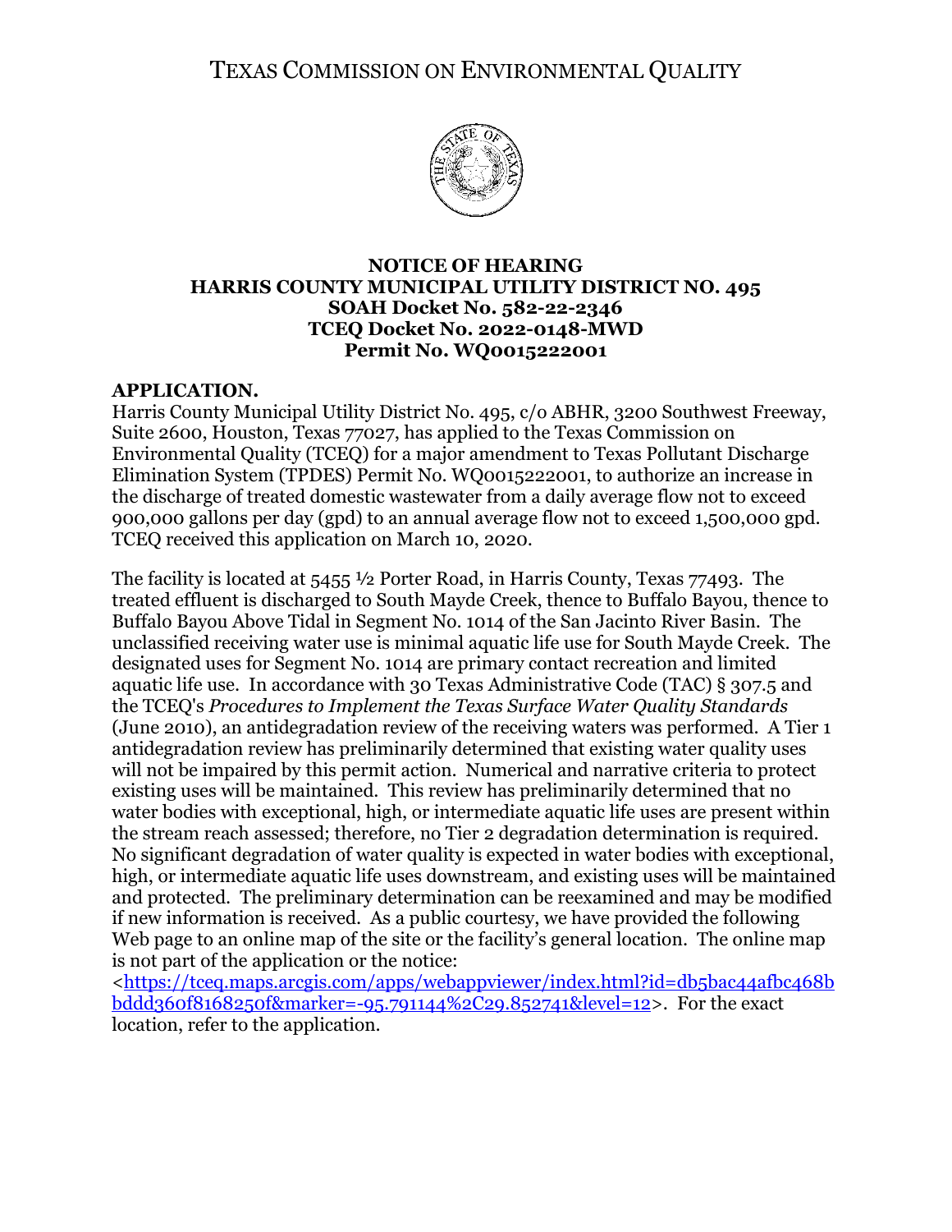# TEXAS COMMISSION ON ENVIRONMENTAL QUALITY

## NOTICE OF HEARING
## HARRIS COUNTY MUNICIPAL UTILITY DISTRICT NO. 495
## SOAH Docket No. 582-22-2346
## TCEQ Docket No. 2022-0148-MWD
## Permit No. WQ0015222001

**APPLICATION.**
Harris County Municipal Utility District No. 495, c/o ABHR, 3200 Southwest Freeway, Suite 2600, Houston, Texas 77027, has applied to the Texas Commission on Environmental Quality (TCEQ) for a major amendment to Texas Pollutant Discharge Elimination System (TPDES) Permit No. WQ0015222001, to authorize an increase in the discharge of treated domestic wastewater from a daily average flow not to exceed 900,000 gallons per day (gpd) to an annual average flow not to exceed 1,500,000 gpd. TCEQ received this application on March 10, 2020.

The facility is located at 5455 ½ Porter Road, in Harris County, Texas 77493. The treated effluent is discharged to South Mayde Creek, thence to Buffalo Bayou, thence to Buffalo Bayou Above Tidal in Segment No. 1014 of the San Jacinto River Basin. The unclassified receiving water use is minimal aquatic life use for South Mayde Creek. The designated uses for Segment No. 1014 are primary contact recreation and limited aquatic life use. In accordance with 30 Texas Administrative Code (TAC) § 307.5 and the TCEQ's *Procedures to Implement the Texas Surface Water Quality Standards* (June 2010), an antidegradation review of the receiving waters was performed. A Tier 1 antidegradation review has preliminarily determined that existing water quality uses will not be impaired by this permit action. Numerical and narrative criteria to protect existing uses will be maintained. This review has preliminarily determined that no water bodies with exceptional, high, or intermediate aquatic life uses are present within the stream reach assessed; therefore, no Tier 2 degradation determination is required. No significant degradation of water quality is expected in water bodies with exceptional, high, or intermediate aquatic life uses downstream, and existing uses will be maintained and protected. The preliminary determination can be reexamined and may be modified if new information is received. As a public courtesy, we have provided the following Web page to an online map of the site or the facility's general location. The online map is not part of the application or the notice: <https://tceq.maps.arcgis.com/apps/webappviewer/index.html?id=db5bac44afbc468bbddd360f8168250f&marker=-95.791144%2C29.852741&level=12>. For the exact location, refer to the application.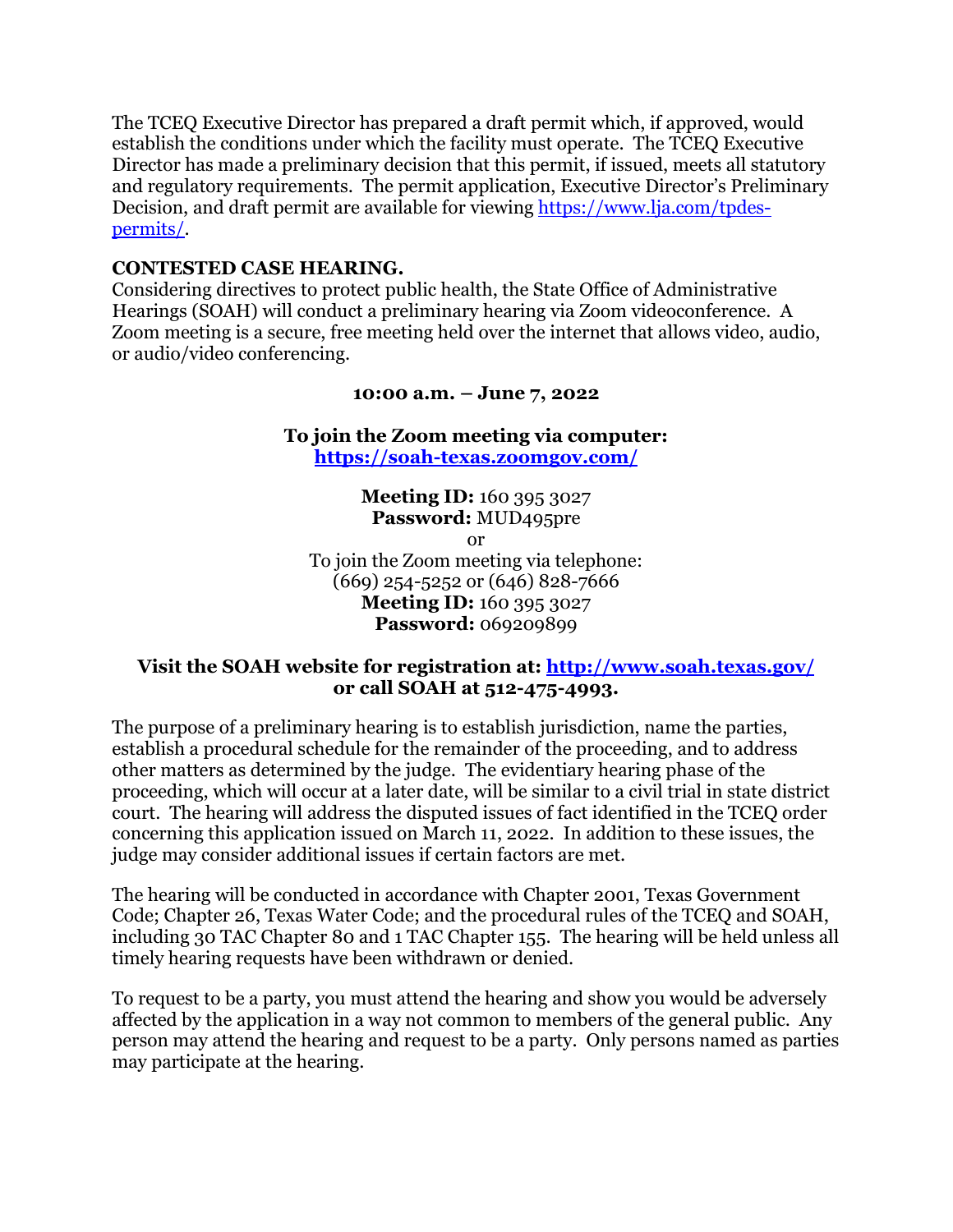The TCEQ Executive Director has prepared a draft permit which, if approved, would establish the conditions under which the facility must operate. The TCEQ Executive Director has made a preliminary decision that this permit, if issued, meets all statutory and regulatory requirements. The permit application, Executive Director's Preliminary Decision, and draft permit are available for viewing https://www.lja.com/tpdes-permits/.

**CONTESTED CASE HEARING.**
Considering directives to protect public health, the State Office of Administrative Hearings (SOAH) will conduct a preliminary hearing via Zoom videoconference. A Zoom meeting is a secure, free meeting held over the internet that allows video, audio, or audio/video conferencing.

**10:00 a.m. – June 7, 2022**

**To join the Zoom meeting via computer:**
**https://soah-texas.zoomgov.com/**

**Meeting ID:** 160 395 3027
**Password:** MUD495pre
or
To join the Zoom meeting via telephone:
(669) 254-5252 or (646) 828-7666
**Meeting ID:** 160 395 3027
**Password:** 069209899

**Visit the SOAH website for registration at: http://www.soah.texas.gov/**
**or call SOAH at 512-475-4993.**

The purpose of a preliminary hearing is to establish jurisdiction, name the parties, establish a procedural schedule for the remainder of the proceeding, and to address other matters as determined by the judge. The evidentiary hearing phase of the proceeding, which will occur at a later date, will be similar to a civil trial in state district court. The hearing will address the disputed issues of fact identified in the TCEQ order concerning this application issued on March 11, 2022. In addition to these issues, the judge may consider additional issues if certain factors are met.

The hearing will be conducted in accordance with Chapter 2001, Texas Government Code; Chapter 26, Texas Water Code; and the procedural rules of the TCEQ and SOAH, including 30 TAC Chapter 80 and 1 TAC Chapter 155. The hearing will be held unless all timely hearing requests have been withdrawn or denied.

To request to be a party, you must attend the hearing and show you would be adversely affected by the application in a way not common to members of the general public. Any person may attend the hearing and request to be a party. Only persons named as parties may participate at the hearing.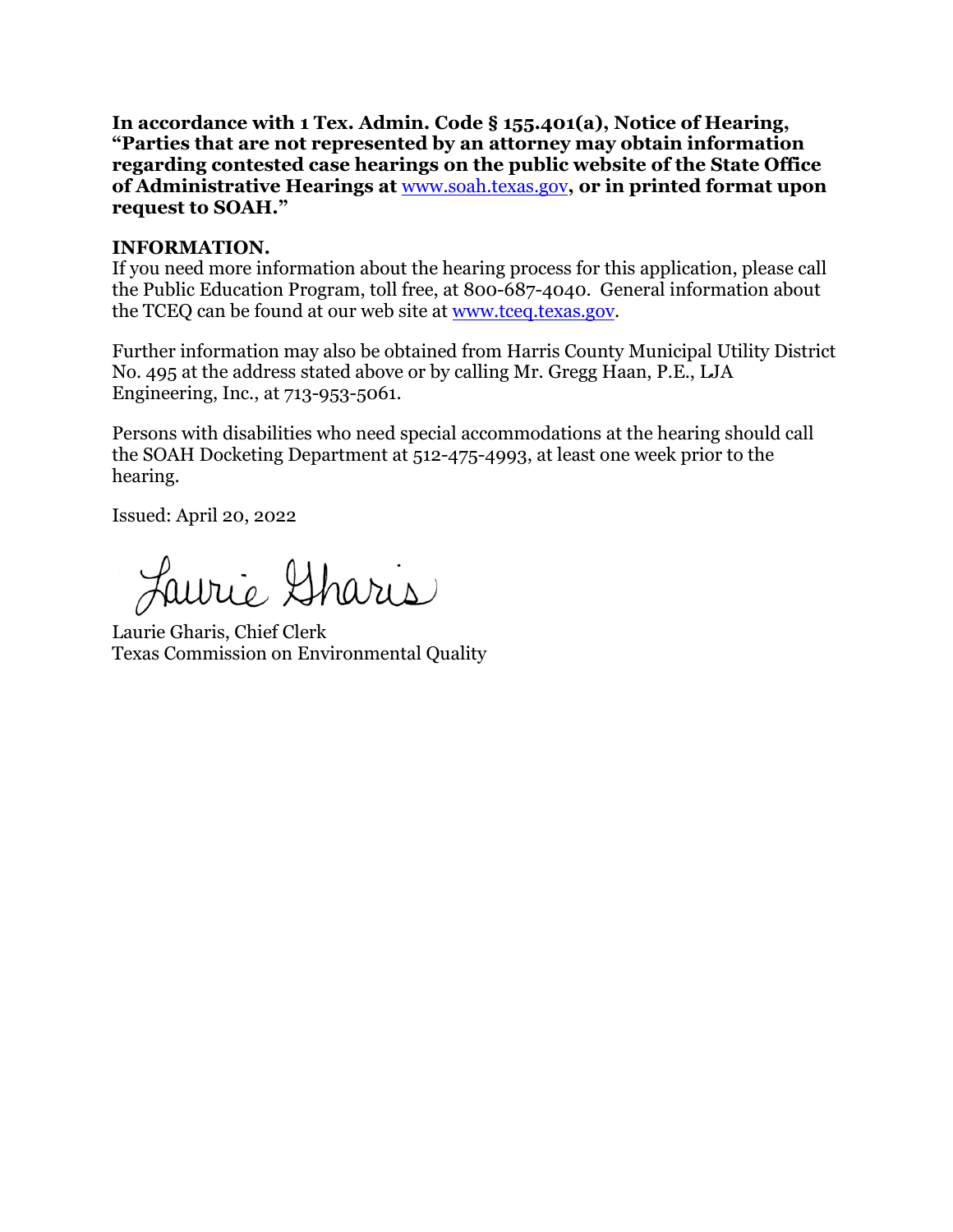**In accordance with 1 Tex. Admin. Code § 155.401(a), Notice of Hearing, "Parties that are not represented by an attorney may obtain information regarding contested case hearings on the public website of the State Office of Administrative Hearings at www.soah.texas.gov, or in printed format upon request to SOAH."**

**INFORMATION.**
If you need more information about the hearing process for this application, please call the Public Education Program, toll free, at 800-687-4040. General information about the TCEQ can be found at our web site at www.tceq.texas.gov.

Further information may also be obtained from Harris County Municipal Utility District No. 495 at the address stated above or by calling Mr. Gregg Haan, P.E., LJA Engineering, Inc., at 713-953-5061.

Persons with disabilities who need special accommodations at the hearing should call the SOAH Docketing Department at 512-475-4993, at least one week prior to the hearing.

Issued: April 20, 2022

Laurie Gharis

Laurie Gharis, Chief Clerk
Texas Commission on Environmental Quality